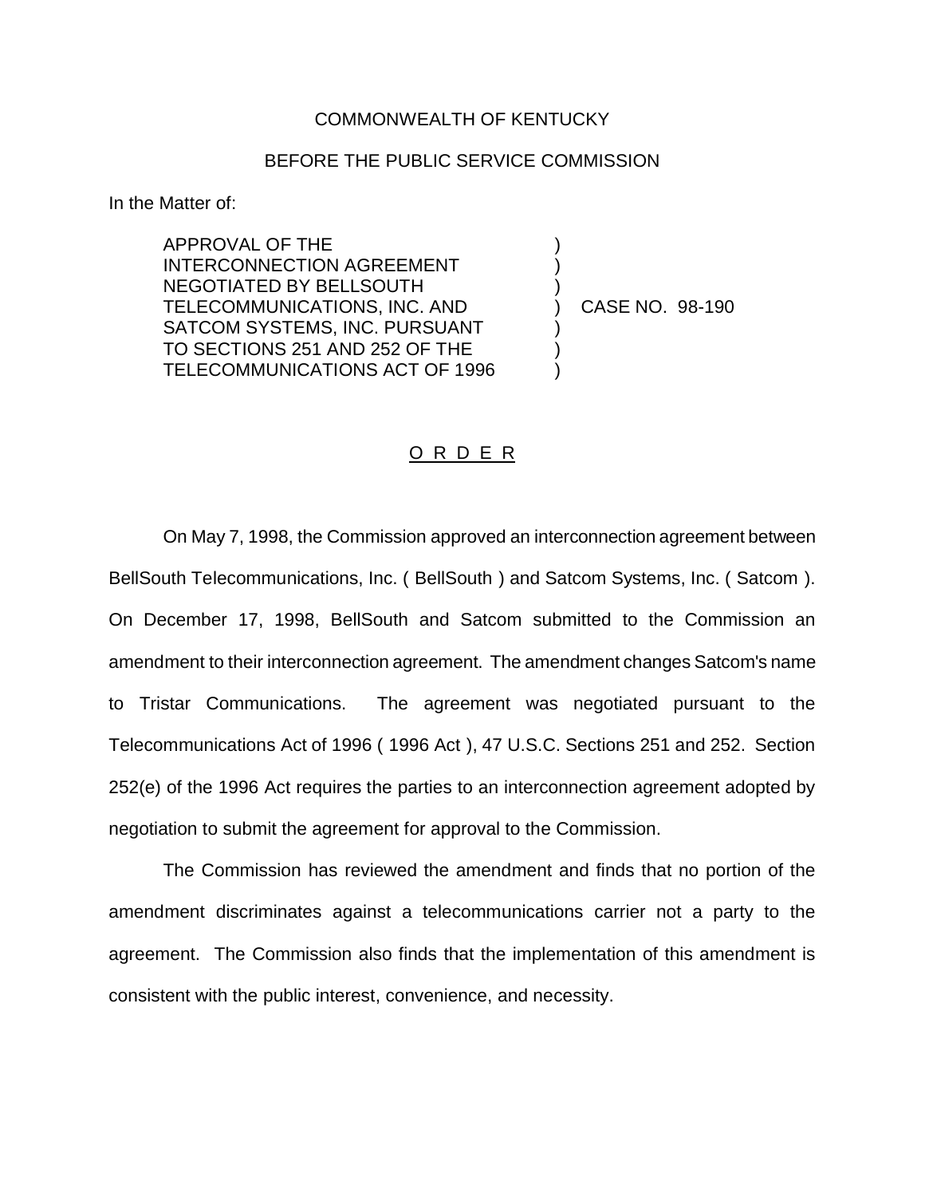COMMONWEALTH OF KENTUCKY

BEFORE THE PUBLIC SERVICE COMMISSION

In the Matter of:

APPROVAL OF THE INTERCONNECTION AGREEMENT NEGOTIATED BY BELLSOUTH TELECOMMUNICATIONS, INC. AND SATCOM SYSTEMS, INC. PURSUANT TO SECTIONS 251 AND 252 OF THE TELECOMMUNICATIONS ACT OF 1996 ) CASE NO. 98-190

O R D E R

On May 7, 1998, the Commission approved an interconnection agreement between BellSouth Telecommunications, Inc. ( BellSouth ) and Satcom Systems, Inc. ( Satcom ). On December 17, 1998, BellSouth and Satcom submitted to the Commission an amendment to their interconnection agreement. The amendment changes Satcom's name to Tristar Communications. The agreement was negotiated pursuant to the Telecommunications Act of 1996 ( 1996 Act ), 47 U.S.C. Sections 251 and 252. Section 252(e) of the 1996 Act requires the parties to an interconnection agreement adopted by negotiation to submit the agreement for approval to the Commission.

The Commission has reviewed the amendment and finds that no portion of the amendment discriminates against a telecommunications carrier not a party to the agreement. The Commission also finds that the implementation of this amendment is consistent with the public interest, convenience, and necessity.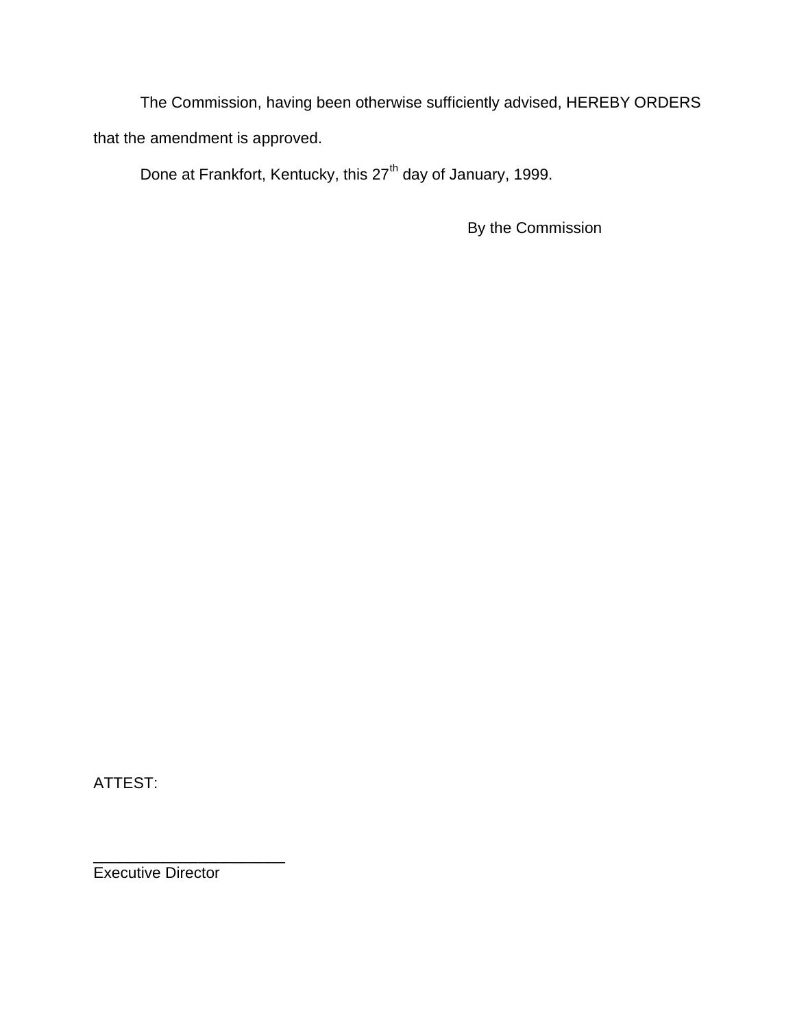The Commission, having been otherwise sufficiently advised, HEREBY ORDERS that the amendment is approved.

Done at Frankfort, Kentucky, this 27th day of January, 1999.

By the Commission

ATTEST:

_______________________
Executive Director